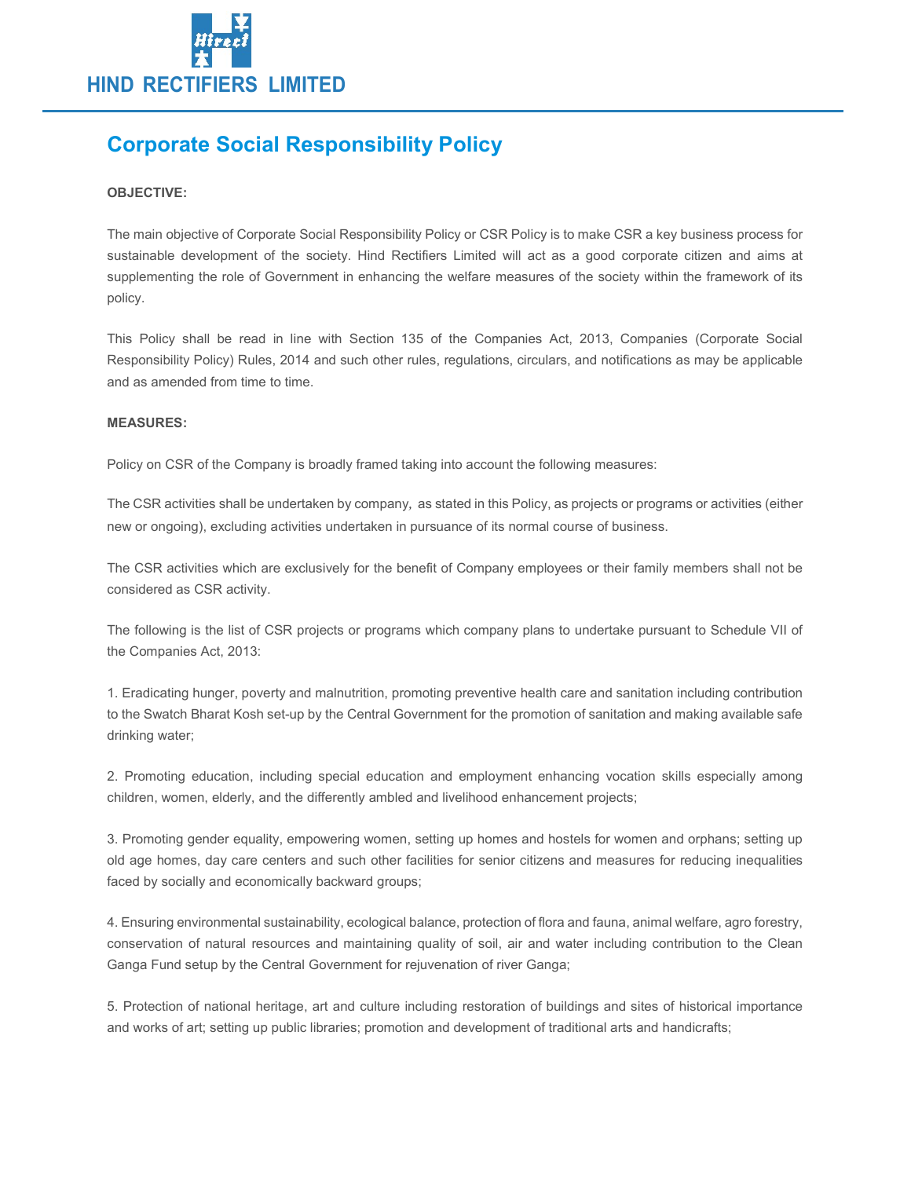# HIND RECTIFIERS LIMITED

## Corporate Social Responsibility Policy

**OBJECTIVE:**

The main objective of Corporate Social Responsibility Policy or CSR Policy is to make CSR a key business process for sustainable development of the society. Hind Rectifiers Limited will act as a good corporate citizen and aims at supplementing the role of Government in enhancing the welfare measures of the society within the framework of its policy.

This Policy shall be read in line with Section 135 of the Companies Act, 2013, Companies (Corporate Social Responsibility Policy) Rules, 2014 and such other rules, regulations, circulars, and notifications as may be applicable and as amended from time to time.

**MEASURES:**

Policy on CSR of the Company is broadly framed taking into account the following measures:

The CSR activities shall be undertaken by company, as stated in this Policy, as projects or programs or activities (either new or ongoing), excluding activities undertaken in pursuance of its normal course of business.

The CSR activities which are exclusively for the benefit of Company employees or their family members shall not be considered as CSR activity.

The following is the list of CSR projects or programs which company plans to undertake pursuant to Schedule VII of the Companies Act, 2013:

1. Eradicating hunger, poverty and malnutrition, promoting preventive health care and sanitation including contribution to the Swatch Bharat Kosh set-up by the Central Government for the promotion of sanitation and making available safe drinking water;

2. Promoting education, including special education and employment enhancing vocation skills especially among children, women, elderly, and the differently ambled and livelihood enhancement projects;

3. Promoting gender equality, empowering women, setting up homes and hostels for women and orphans; setting up old age homes, day care centers and such other facilities for senior citizens and measures for reducing inequalities faced by socially and economically backward groups;

4. Ensuring environmental sustainability, ecological balance, protection of flora and fauna, animal welfare, agro forestry, conservation of natural resources and maintaining quality of soil, air and water including contribution to the Clean Ganga Fund setup by the Central Government for rejuvenation of river Ganga;

5. Protection of national heritage, art and culture including restoration of buildings and sites of historical importance and works of art; setting up public libraries; promotion and development of traditional arts and handicrafts;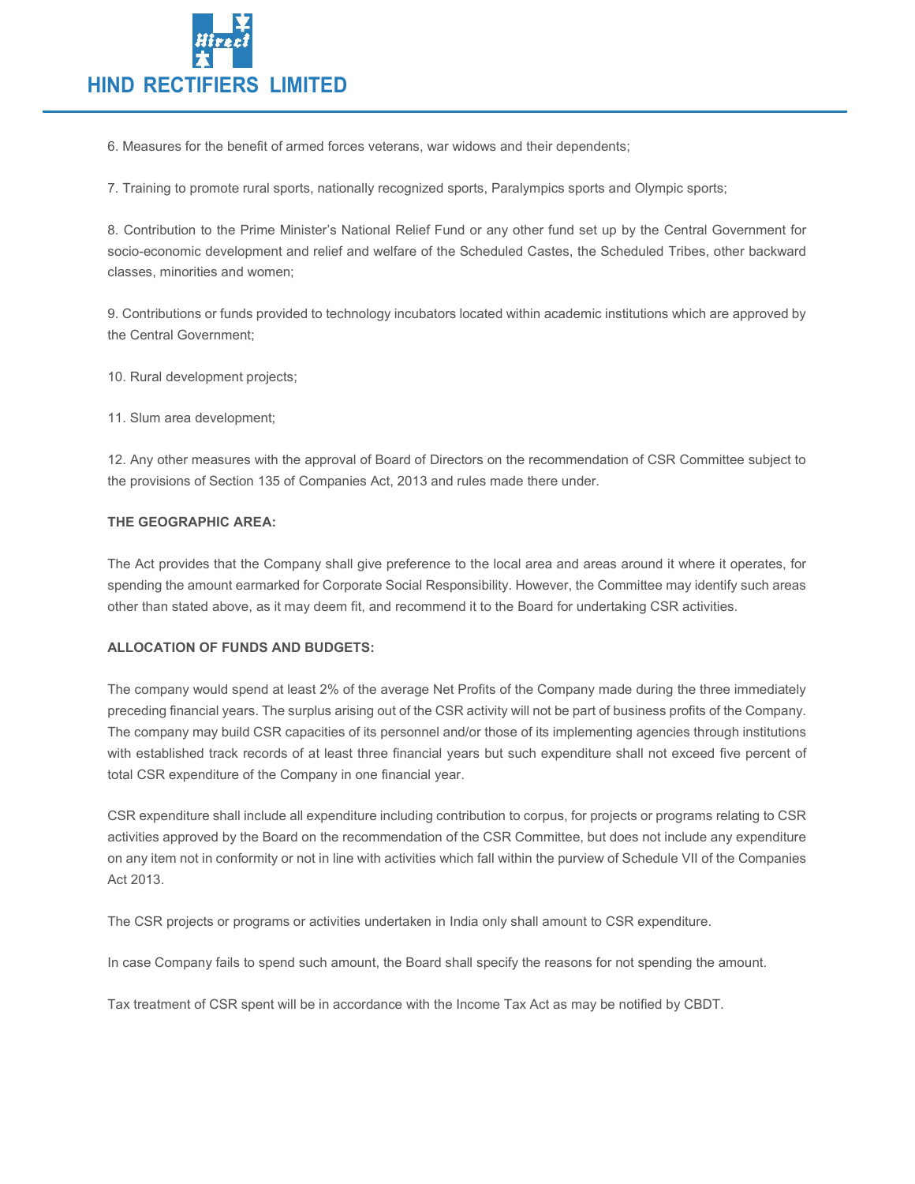6. Measures for the benefit of armed forces veterans, war widows and their dependents;

7. Training to promote rural sports, nationally recognized sports, Paralympics sports and Olympic sports;

8. Contribution to the Prime Minister's National Relief Fund or any other fund set up by the Central Government for socio-economic development and relief and welfare of the Scheduled Castes, the Scheduled Tribes, other backward classes, minorities and women;

9. Contributions or funds provided to technology incubators located within academic institutions which are approved by the Central Government;

10. Rural development projects;

11. Slum area development;

12. Any other measures with the approval of Board of Directors on the recommendation of CSR Committee subject to the provisions of Section 135 of Companies Act, 2013 and rules made there under.

**THE GEOGRAPHIC AREA:**

The Act provides that the Company shall give preference to the local area and areas around it where it operates, for spending the amount earmarked for Corporate Social Responsibility. However, the Committee may identify such areas other than stated above, as it may deem fit, and recommend it to the Board for undertaking CSR activities.

**ALLOCATION OF FUNDS AND BUDGETS:**

The company would spend at least 2% of the average Net Profits of the Company made during the three immediately preceding financial years. The surplus arising out of the CSR activity will not be part of business profits of the Company. The company may build CSR capacities of its personnel and/or those of its implementing agencies through institutions with established track records of at least three financial years but such expenditure shall not exceed five percent of total CSR expenditure of the Company in one financial year.

CSR expenditure shall include all expenditure including contribution to corpus, for projects or programs relating to CSR activities approved by the Board on the recommendation of the CSR Committee, but does not include any expenditure on any item not in conformity or not in line with activities which fall within the purview of Schedule VII of the Companies Act 2013.

The CSR projects or programs or activities undertaken in India only shall amount to CSR expenditure.

In case Company fails to spend such amount, the Board shall specify the reasons for not spending the amount.

Tax treatment of CSR spent will be in accordance with the Income Tax Act as may be notified by CBDT.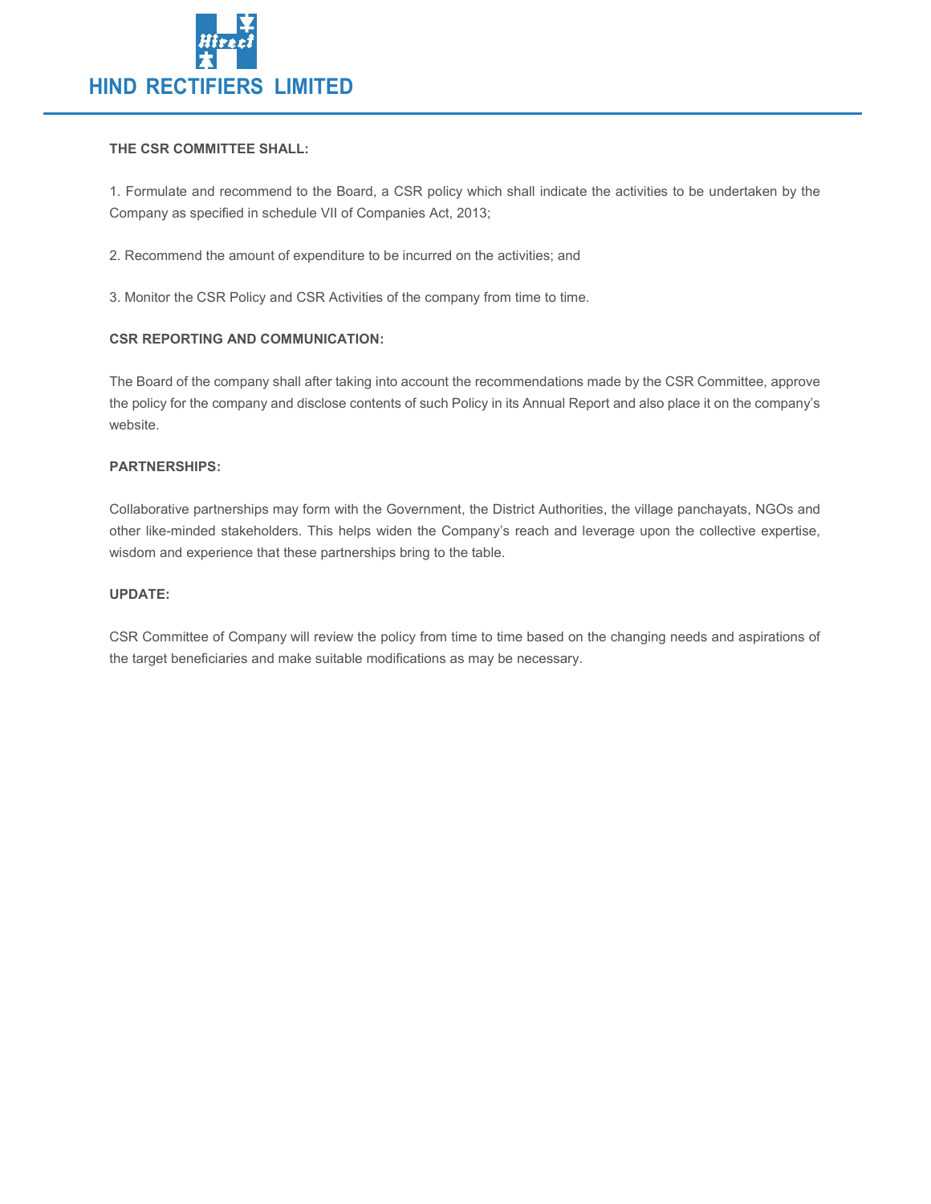**THE CSR COMMITTEE SHALL:**

1. Formulate and recommend to the Board, a CSR policy which shall indicate the activities to be undertaken by the Company as specified in schedule VII of Companies Act, 2013;

2. Recommend the amount of expenditure to be incurred on the activities; and

3. Monitor the CSR Policy and CSR Activities of the company from time to time.

**CSR REPORTING AND COMMUNICATION:**

The Board of the company shall after taking into account the recommendations made by the CSR Committee, approve the policy for the company and disclose contents of such Policy in its Annual Report and also place it on the company's website.

**PARTNERSHIPS:**

Collaborative partnerships may form with the Government, the District Authorities, the village panchayats, NGOs and other like-minded stakeholders. This helps widen the Company's reach and leverage upon the collective expertise, wisdom and experience that these partnerships bring to the table.

**UPDATE:**

CSR Committee of Company will review the policy from time to time based on the changing needs and aspirations of the target beneficiaries and make suitable modifications as may be necessary.